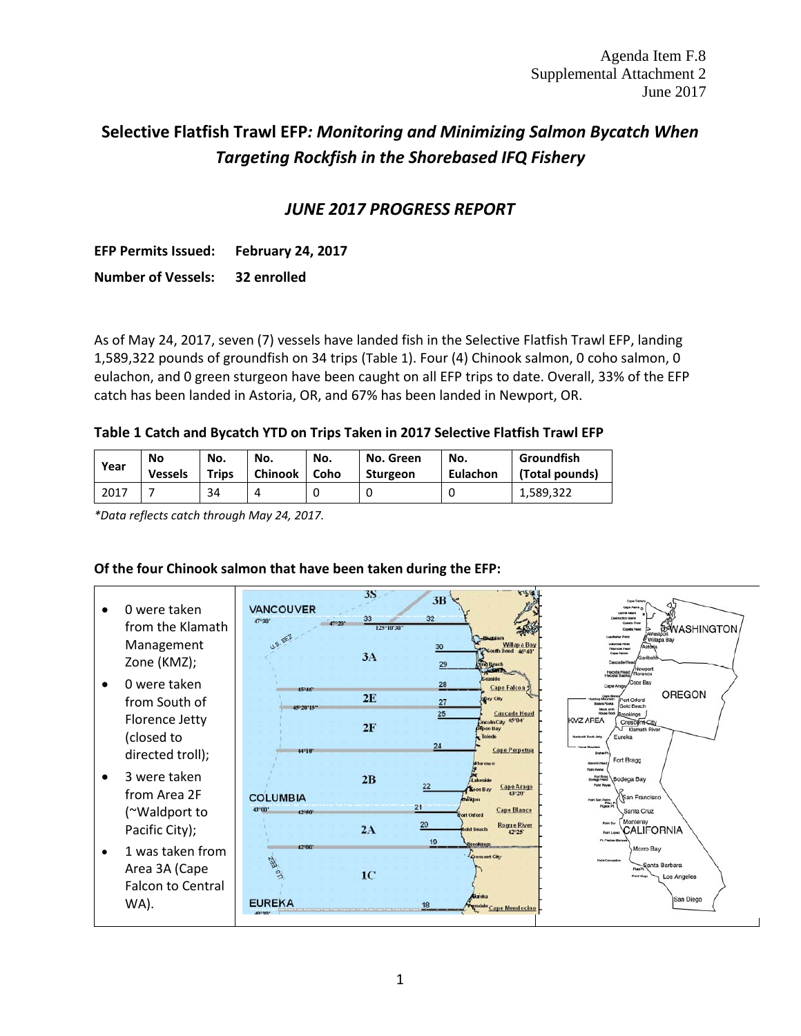Agenda Item F.8
Supplemental Attachment 2
June 2017

# Selective Flatfish Trawl EFP*: Monitoring and Minimizing Salmon Bycatch When Targeting Rockfish in the Shorebased IFQ Fishery*

## *JUNE 2017 PROGRESS REPORT*

**EFP Permits Issued: February 24, 2017**

**Number of Vessels: 32 enrolled**

As of May 24, 2017, seven (7) vessels have landed fish in the Selective Flatfish Trawl EFP, landing 1,589,322 pounds of groundfish on 34 trips (Table 1). Four (4) Chinook salmon, 0 coho salmon, 0 eulachon, and 0 green sturgeon have been caught on all EFP trips to date. Overall, 33% of the EFP catch has been landed in Astoria, OR, and 67% has been landed in Newport, OR.

**Table 1 Catch and Bycatch YTD on Trips Taken in 2017 Selective Flatfish Trawl EFP**

| Year | No Vessels | No. Trips | No. Chinook | No. Coho | No. Green Sturgeon | No. Eulachon | Groundfish (Total pounds) |
|---|---|---|---|---|---|---|---|
| 2017 | 7 | 34 | 4 | 0 | 0 | 0 | 1,589,322 |

*\*Data reflects catch through May 24, 2017.*

**Of the four Chinook salmon that have been taken during the EFP:**

- 0 were taken from the Klamath Management Zone (KMZ);
- 0 were taken from South of Florence Jetty (closed to directed troll);
- 3 were taken from Area 2F (~Waldport to Pacific City);
- 1 was taken from Area 3A (Cape Falcon to Central WA).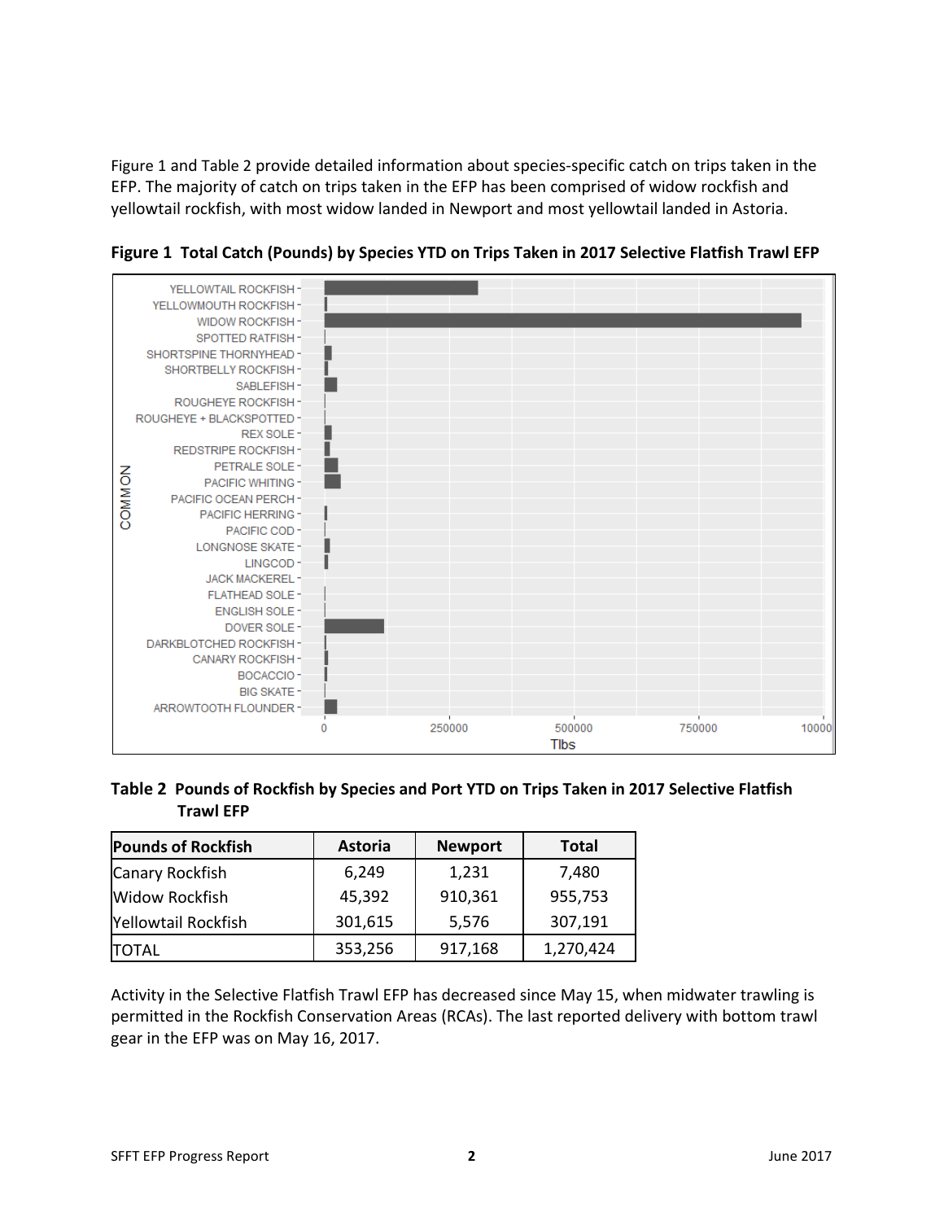Figure 1 and Table 2 provide detailed information about species-specific catch on trips taken in the EFP. The majority of catch on trips taken in the EFP has been comprised of widow rockfish and yellowtail rockfish, with most widow landed in Newport and most yellowtail landed in Astoria.

**Figure 1 Total Catch (Pounds) by Species YTD on Trips Taken in 2017 Selective Flatfish Trawl EFP**

COMMON

YELLOWTAIL ROCKFISH
YELLOWMOUTH ROCKFISH
WIDOW ROCKFISH
SPOTTED RATFISH
SHORTSPINE THORNYHEAD
SHORTBELLY ROCKFISH
SABLEFISH
ROUGHEYE ROCKFISH
ROUGHEYE + BLACKSPOTTED
REX SOLE
REDSTRIPE ROCKFISH
PETRALE SOLE
PACIFIC WHITING
PACIFIC OCEAN PERCH
PACIFIC HERRING
PACIFIC COD
LONGNOSE SKATE
LINGCOD
JACK MACKEREL
FLATHEAD SOLE
ENGLISH SOLE
DOVER SOLE
DARKBLOTCHED ROCKFISH
CANARY ROCKFISH
BOCACCIO
BIG SKATE
ARROWTOOTH FLOUNDER

0
250000
500000
750000
10000

Tlbs

**Table 2 Pounds of Rockfish by Species and Port YTD on Trips Taken in 2017 Selective Flatfish Trawl EFP**

| Pounds of Rockfish | Astoria | Newport | Total |
|---|---|---|---|
| Canary Rockfish | 6,249 | 1,231 | 7,480 |
| Widow Rockfish | 45,392 | 910,361 | 955,753 |
| Yellowtail Rockfish | 301,615 | 5,576 | 307,191 |
| TOTAL | 353,256 | 917,168 | 1,270,424 |

Activity in the Selective Flatfish Trawl EFP has decreased since May 15, when midwater trawling is permitted in the Rockfish Conservation Areas (RCAs). The last reported delivery with bottom trawl gear in the EFP was on May 16, 2017.